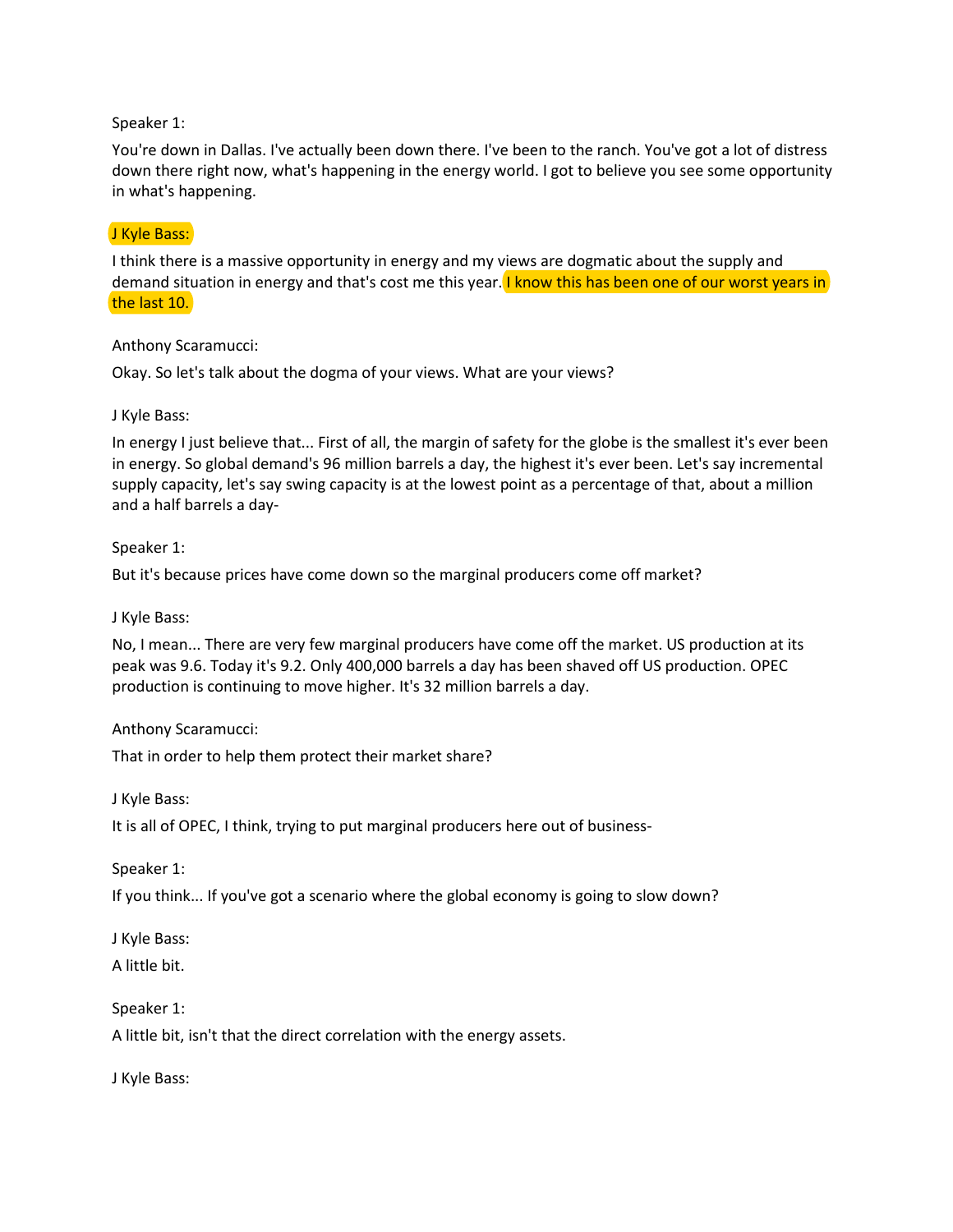Speaker 1:

You're down in Dallas. I've actually been down there. I've been to the ranch. You've got a lot of distress down there right now, what's happening in the energy world. I got to believe you see some opportunity in what's happening.

J Kyle Bass:

I think there is a massive opportunity in energy and my views are dogmatic about the supply and demand situation in energy and that's cost me this year. I know this has been one of our worst years in the last 10.

Anthony Scaramucci:

Okay. So let's talk about the dogma of your views. What are your views?

J Kyle Bass:

In energy I just believe that... First of all, the margin of safety for the globe is the smallest it's ever been in energy. So global demand's 96 million barrels a day, the highest it's ever been. Let's say incremental supply capacity, let's say swing capacity is at the lowest point as a percentage of that, about a million and a half barrels a day-

Speaker 1:

But it's because prices have come down so the marginal producers come off market?

J Kyle Bass:

No, I mean... There are very few marginal producers have come off the market. US production at its peak was 9.6. Today it's 9.2. Only 400,000 barrels a day has been shaved off US production. OPEC production is continuing to move higher. It's 32 million barrels a day.

Anthony Scaramucci:

That in order to help them protect their market share?

J Kyle Bass:

It is all of OPEC, I think, trying to put marginal producers here out of business-

Speaker 1:

If you think... If you've got a scenario where the global economy is going to slow down?

J Kyle Bass:

A little bit.

Speaker 1:

A little bit, isn't that the direct correlation with the energy assets.

J Kyle Bass: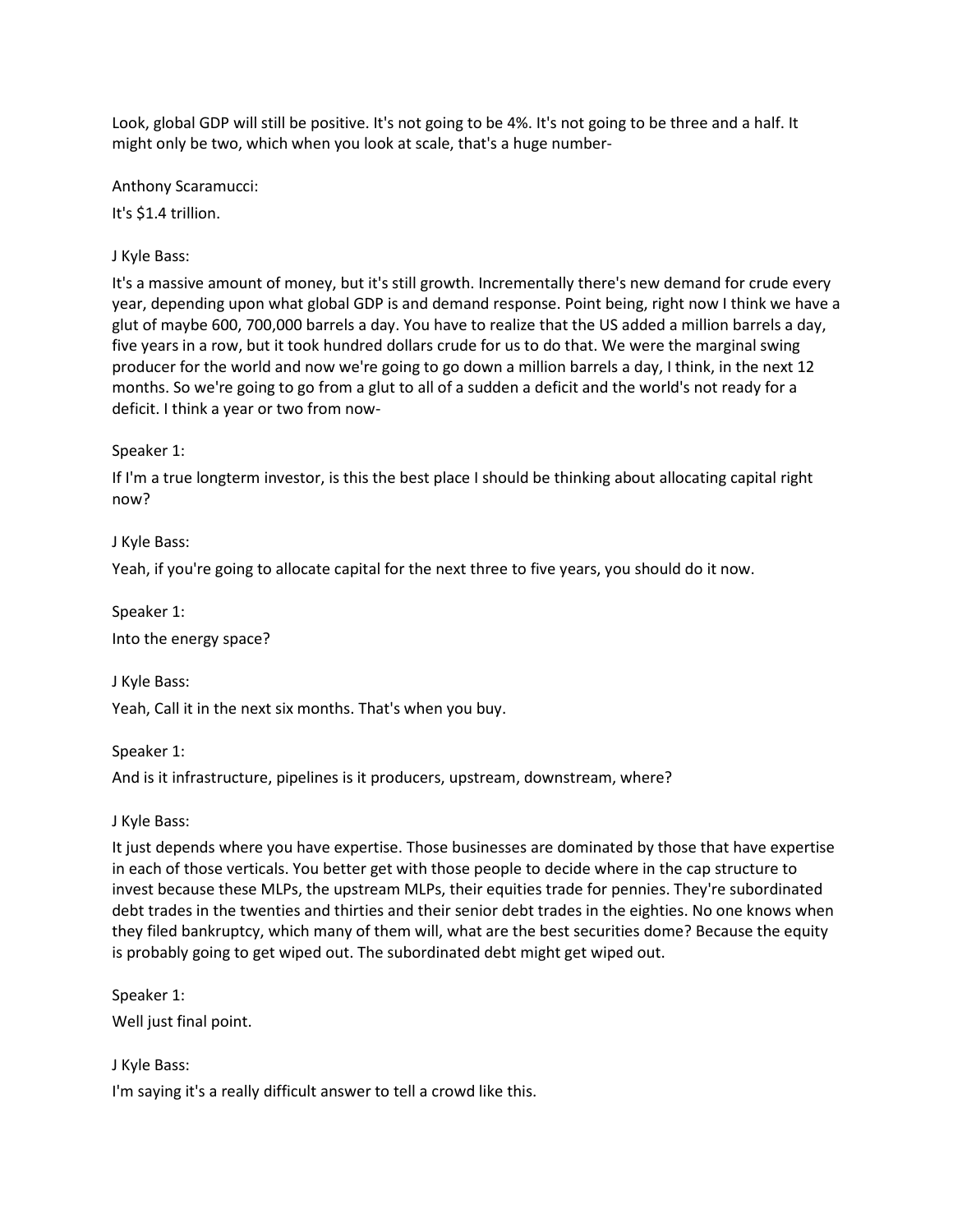Look, global GDP will still be positive. It's not going to be 4%. It's not going to be three and a half. It might only be two, which when you look at scale, that's a huge number-

Anthony Scaramucci:

It's $1.4 trillion.

J Kyle Bass:

It's a massive amount of money, but it's still growth. Incrementally there's new demand for crude every year, depending upon what global GDP is and demand response. Point being, right now I think we have a glut of maybe 600, 700,000 barrels a day. You have to realize that the US added a million barrels a day, five years in a row, but it took hundred dollars crude for us to do that. We were the marginal swing producer for the world and now we're going to go down a million barrels a day, I think, in the next 12 months. So we're going to go from a glut to all of a sudden a deficit and the world's not ready for a deficit. I think a year or two from now-

Speaker 1:

If I'm a true longterm investor, is this the best place I should be thinking about allocating capital right now?

J Kyle Bass:

Yeah, if you're going to allocate capital for the next three to five years, you should do it now.

Speaker 1:

Into the energy space?

J Kyle Bass:

Yeah, Call it in the next six months. That's when you buy.

Speaker 1:

And is it infrastructure, pipelines is it producers, upstream, downstream, where?

J Kyle Bass:

It just depends where you have expertise. Those businesses are dominated by those that have expertise in each of those verticals. You better get with those people to decide where in the cap structure to invest because these MLPs, the upstream MLPs, their equities trade for pennies. They're subordinated debt trades in the twenties and thirties and their senior debt trades in the eighties. No one knows when they filed bankruptcy, which many of them will, what are the best securities dome? Because the equity is probably going to get wiped out. The subordinated debt might get wiped out.

Speaker 1:

Well just final point.

J Kyle Bass:

I'm saying it's a really difficult answer to tell a crowd like this.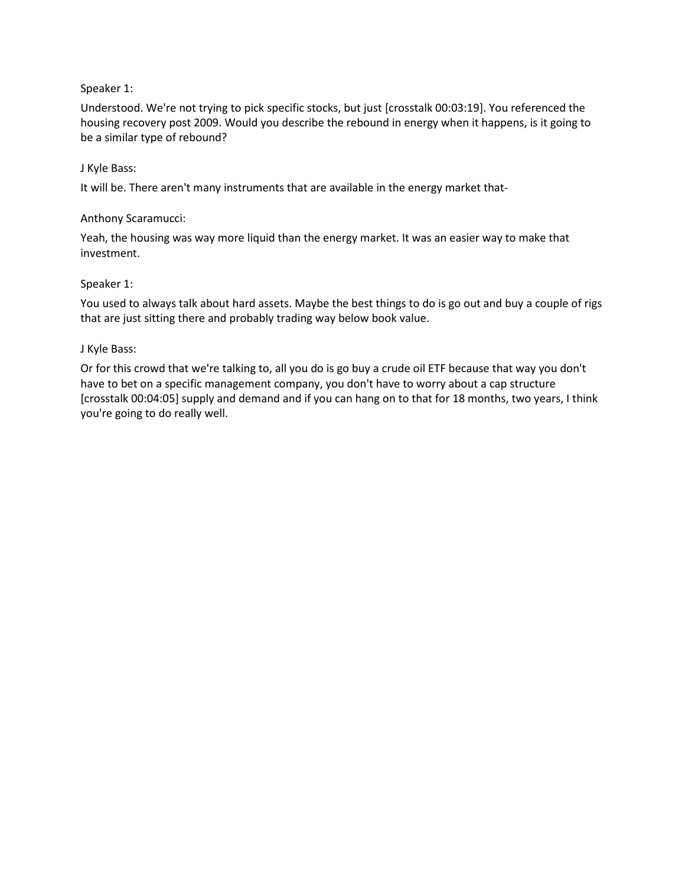Speaker 1:

Understood. We're not trying to pick specific stocks, but just [crosstalk 00:03:19]. You referenced the housing recovery post 2009. Would you describe the rebound in energy when it happens, is it going to be a similar type of rebound?

J Kyle Bass:

It will be. There aren't many instruments that are available in the energy market that-

Anthony Scaramucci:

Yeah, the housing was way more liquid than the energy market. It was an easier way to make that investment.

Speaker 1:

You used to always talk about hard assets. Maybe the best things to do is go out and buy a couple of rigs that are just sitting there and probably trading way below book value.

J Kyle Bass:

Or for this crowd that we're talking to, all you do is go buy a crude oil ETF because that way you don't have to bet on a specific management company, you don't have to worry about a cap structure [crosstalk 00:04:05] supply and demand and if you can hang on to that for 18 months, two years, I think you're going to do really well.